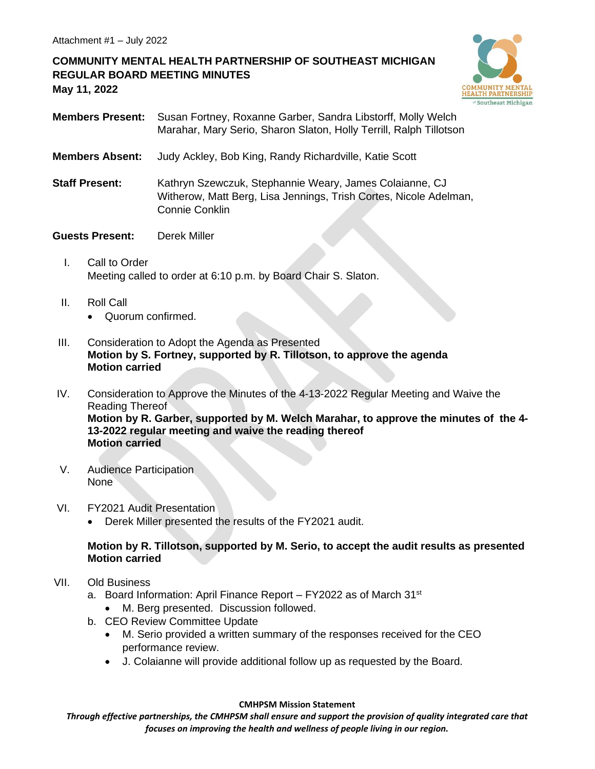Attachment #1 – July 2022

# COMMUNITY MENTAL HEALTH PARTNERSHIP OF SOUTHEAST MICHIGAN REGULAR BOARD MEETING MINUTES

**May 11, 2022**

**Members Present:** Susan Fortney, Roxanne Garber, Sandra Libstorff, Molly Welch Marahar, Mary Serio, Sharon Slaton, Holly Terrill, Ralph Tillotson

**Members Absent:** Judy Ackley, Bob King, Randy Richardville, Katie Scott

**Staff Present:** Kathryn Szewczuk, Stephannie Weary, James Colaianne, CJ Witherow, Matt Berg, Lisa Jennings, Trish Cortes, Nicole Adelman, Connie Conklin

**Guests Present:** Derek Miller

I. Call to Order
Meeting called to order at 6:10 p.m. by Board Chair S. Slaton.

II. Roll Call
- Quorum confirmed.

III. Consideration to Adopt the Agenda as Presented
**Motion by S. Fortney, supported by R. Tillotson, to approve the agenda**
**Motion carried**

IV. Consideration to Approve the Minutes of the 4-13-2022 Regular Meeting and Waive the Reading Thereof
**Motion by R. Garber, supported by M. Welch Marahar, to approve the minutes of the 4-13-2022 regular meeting and waive the reading thereof**
**Motion carried**

V. Audience Participation
None

VI. FY2021 Audit Presentation
- Derek Miller presented the results of the FY2021 audit.

**Motion by R. Tillotson, supported by M. Serio, to accept the audit results as presented**
**Motion carried**

VII. Old Business
a. Board Information: April Finance Report – FY2022 as of March 31st
   - M. Berg presented. Discussion followed.

b. CEO Review Committee Update
   - M. Serio provided a written summary of the responses received for the CEO performance review.
   - J. Colaianne will provide additional follow up as requested by the Board.

**CMHPSM Mission Statement**

*Through effective partnerships, the CMHPSM shall ensure and support the provision of quality integrated care that focuses on improving the health and wellness of people living in our region.*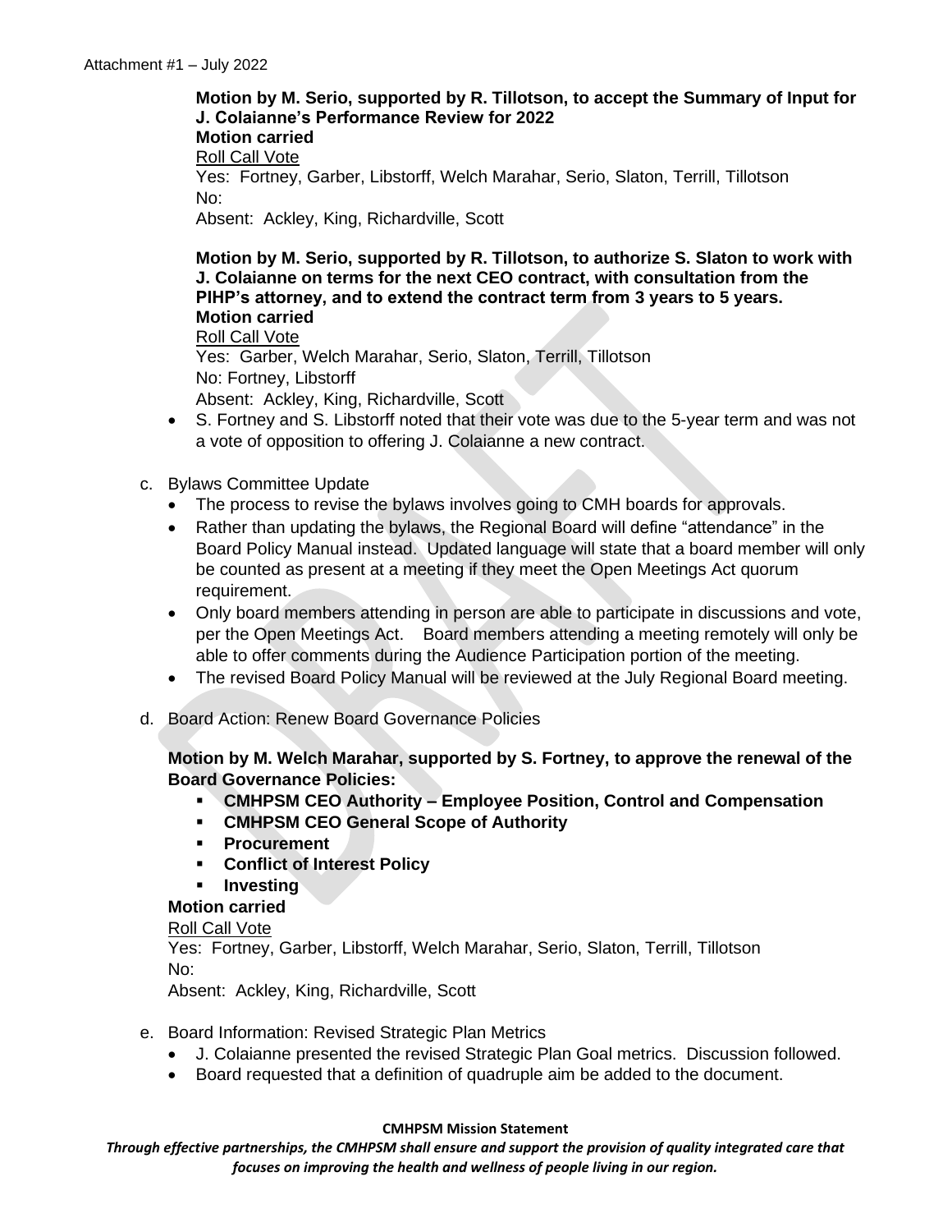**Motion by M. Serio, supported by R. Tillotson, to accept the Summary of Input for J. Colaianne's Performance Review for 2022**
**Motion carried**
Roll Call Vote
Yes: Fortney, Garber, Libstorff, Welch Marahar, Serio, Slaton, Terrill, Tillotson
No:
Absent: Ackley, King, Richardville, Scott

**Motion by M. Serio, supported by R. Tillotson, to authorize S. Slaton to work with J. Colaianne on terms for the next CEO contract, with consultation from the PIHP's attorney, and to extend the contract term from 3 years to 5 years.**
**Motion carried**
Roll Call Vote
Yes: Garber, Welch Marahar, Serio, Slaton, Terrill, Tillotson
No: Fortney, Libstorff
Absent: Ackley, King, Richardville, Scott

- S. Fortney and S. Libstorff noted that their vote was due to the 5-year term and was not a vote of opposition to offering J. Colaianne a new contract.

c. Bylaws Committee Update
- The process to revise the bylaws involves going to CMH boards for approvals.
- Rather than updating the bylaws, the Regional Board will define "attendance" in the Board Policy Manual instead. Updated language will state that a board member will only be counted as present at a meeting if they meet the Open Meetings Act quorum requirement.
- Only board members attending in person are able to participate in discussions and vote, per the Open Meetings Act. Board members attending a meeting remotely will only be able to offer comments during the Audience Participation portion of the meeting.
- The revised Board Policy Manual will be reviewed at the July Regional Board meeting.

d. Board Action: Renew Board Governance Policies

**Motion by M. Welch Marahar, supported by S. Fortney, to approve the renewal of the Board Governance Policies:**
- **CMHPSM CEO Authority – Employee Position, Control and Compensation**
- **CMHPSM CEO General Scope of Authority**
- **Procurement**
- **Conflict of Interest Policy**
- **Investing**

**Motion carried**
Roll Call Vote
Yes: Fortney, Garber, Libstorff, Welch Marahar, Serio, Slaton, Terrill, Tillotson
No:
Absent: Ackley, King, Richardville, Scott

e. Board Information: Revised Strategic Plan Metrics
- J. Colaianne presented the revised Strategic Plan Goal metrics. Discussion followed.
- Board requested that a definition of quadruple aim be added to the document.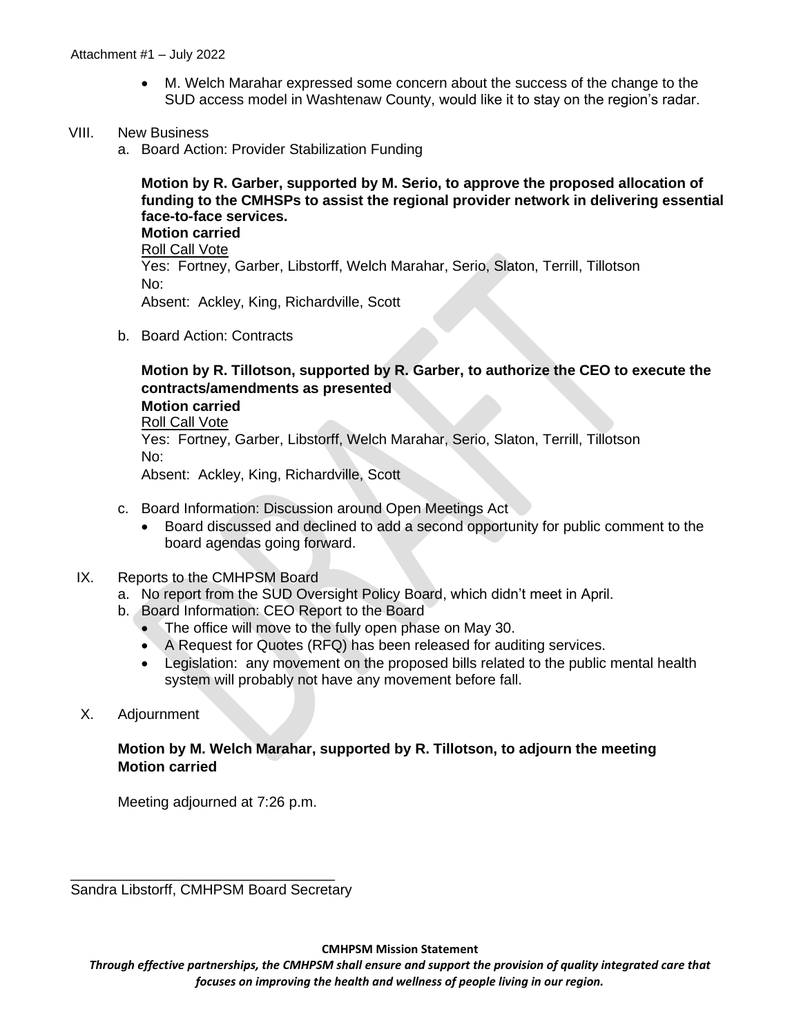- M. Welch Marahar expressed some concern about the success of the change to the SUD access model in Washtenaw County, would like it to stay on the region's radar.

VIII. New Business

a. Board Action: Provider Stabilization Funding

**Motion by R. Garber, supported by M. Serio, to approve the proposed allocation of funding to the CMHSPs to assist the regional provider network in delivering essential face-to-face services.**
**Motion carried**

Roll Call Vote
Yes: Fortney, Garber, Libstorff, Welch Marahar, Serio, Slaton, Terrill, Tillotson
No:
Absent: Ackley, King, Richardville, Scott

b. Board Action: Contracts

**Motion by R. Tillotson, supported by R. Garber, to authorize the CEO to execute the contracts/amendments as presented**
**Motion carried**

Roll Call Vote
Yes: Fortney, Garber, Libstorff, Welch Marahar, Serio, Slaton, Terrill, Tillotson
No:
Absent: Ackley, King, Richardville, Scott

c. Board Information: Discussion around Open Meetings Act
- Board discussed and declined to add a second opportunity for public comment to the board agendas going forward.

IX. Reports to the CMHPSM Board

a. No report from the SUD Oversight Policy Board, which didn't meet in April.

b. Board Information: CEO Report to the Board
- The office will move to the fully open phase on May 30.
- A Request for Quotes (RFQ) has been released for auditing services.
- Legislation: any movement on the proposed bills related to the public mental health system will probably not have any movement before fall.

X. Adjournment

**Motion by M. Welch Marahar, supported by R. Tillotson, to adjourn the meeting**
**Motion carried**

Meeting adjourned at 7:26 p.m.

_______________________________
Sandra Libstorff, CMHPSM Board Secretary

**CMHPSM Mission Statement**

***Through effective partnerships, the CMHPSM shall ensure and support the provision of quality integrated care that focuses on improving the health and wellness of people living in our region.***